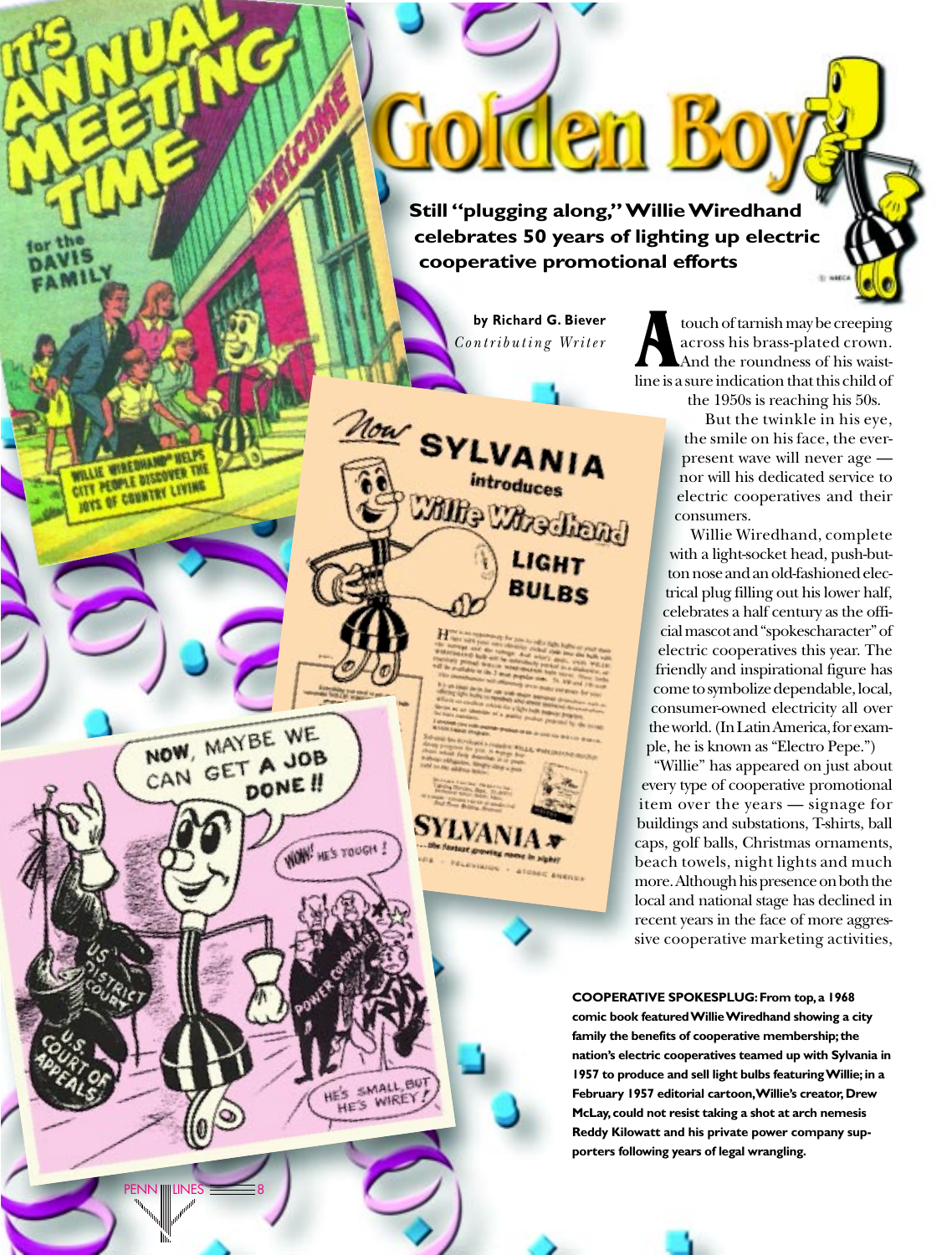# Golden Boy

**Still "plugging along," Willie Wiredhand celebrates 50 years of lighting up electric cooperative promotional efforts**

**by Richard G. Biever**
*Contributing Writer*

A touch of tarnish may be creeping across his brass-plated crown. And the roundness of his waistline is a sure indication that this child of the 1950s is reaching his 50s.

But the twinkle in his eye, the smile on his face, the ever-present wave will never age — nor will his dedicated service to electric cooperatives and their consumers.

Willie Wiredhand, complete with a light-socket head, push-button nose and an old-fashioned electrical plug filling out his lower half, celebrates a half century as the official mascot and "spokescharacter" of electric cooperatives this year. The friendly and inspirational figure has come to symbolize dependable, local, consumer-owned electricity all over the world. (In Latin America, for example, he is known as "Electro Pepe.")

"Willie" has appeared on just about every type of cooperative promotional item over the years — signage for buildings and substations, T-shirts, ball caps, golf balls, Christmas ornaments, beach towels, night lights and much more. Although his presence on both the local and national stage has declined in recent years in the face of more aggressive cooperative marketing activities,

**COOPERATIVE SPOKESPLUG: From top, a 1968 comic book featured Willie Wiredhand showing a city family the benefits of cooperative membership; the nation's electric cooperatives teamed up with Sylvania in 1957 to produce and sell light bulbs featuring Willie; in a February 1957 editorial cartoon, Willie's creator, Drew McLay, could not resist taking a shot at arch nemesis Reddy Kilowatt and his private power company supporters following years of legal wrangling.**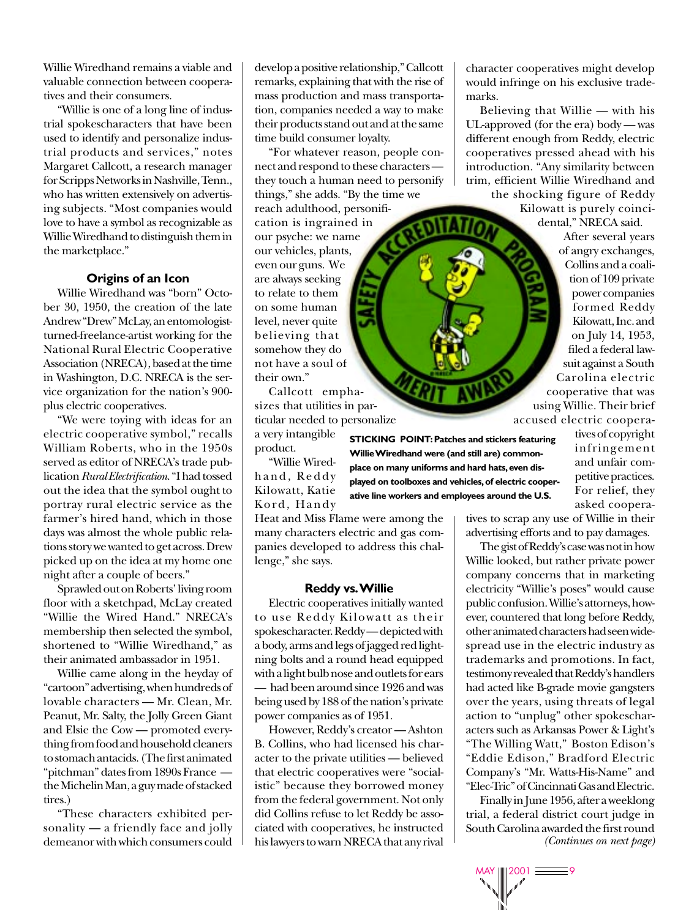Willie Wiredhand remains a viable and valuable connection between cooperatives and their consumers.

"Willie is one of a long line of industrial spokescharacters that have been used to identify and personalize industrial products and services," notes Margaret Callcott, a research manager for Scripps Networks in Nashville, Tenn., who has written extensively on advertising subjects. "Most companies would love to have a symbol as recognizable as Willie Wiredhand to distinguish them in the marketplace."

### Origins of an Icon

Willie Wiredhand was "born" October 30, 1950, the creation of the late Andrew "Drew" McLay, an entomologist-turned-freelance-artist working for the National Rural Electric Cooperative Association (NRECA), based at the time in Washington, D.C. NRECA is the service organization for the nation's 900-plus electric cooperatives.

"We were toying with ideas for an electric cooperative symbol," recalls William Roberts, who in the 1950s served as editor of NRECA's trade publication *Rural Electrification*. "I had tossed out the idea that the symbol ought to portray rural electric service as the farmer's hired hand, which in those days was almost the whole public relations story we wanted to get across. Drew picked up on the idea at my home one night after a couple of beers."

Sprawled out on Roberts' living room floor with a sketchpad, McLay created "Willie the Wired Hand." NRECA's membership then selected the symbol, shortened to "Willie Wiredhand," as their animated ambassador in 1951.

Willie came along in the heyday of "cartoon" advertising, when hundreds of lovable characters — Mr. Clean, Mr. Peanut, Mr. Salty, the Jolly Green Giant and Elsie the Cow — promoted everything from food and household cleaners to stomach antacids. (The first animated "pitchman" dates from 1890s France — the Michelin Man, a guy made of stacked tires.)

"These characters exhibited personality — a friendly face and jolly demeanor with which consumers could develop a positive relationship," Callcott remarks, explaining that with the rise of mass production and mass transportation, companies needed a way to make their products stand out and at the same time build consumer loyalty.

"For whatever reason, people connect and respond to these characters — they touch a human need to personify things," she adds. "By the time we reach adulthood, personification is ingrained in our psyche: we name our vehicles, plants, even our guns. We are always seeking to relate to them on some human level, never quite believing that somehow they do not have a soul of their own."

Callcott emphasizes that utilities in particular needed to personalize a very intangible product.

"Willie Wiredhand, Reddy Kilowatt, Katie Kord, Handy Heat and Miss Flame were among the many characters electric and gas companies developed to address this challenge," she says.

### Reddy vs. Willie

Electric cooperatives initially wanted to use Reddy Kilowatt as their spokescharacter. Reddy — depicted with a body, arms and legs of jagged red lightning bolts and a round head equipped with a light bulb nose and outlets for ears — had been around since 1926 and was being used by 188 of the nation's private power companies as of 1951.

However, Reddy's creator — Ashton B. Collins, who had licensed his character to the private utilities — believed that electric cooperatives were "socialistic" because they borrowed money from the federal government. Not only did Collins refuse to let Reddy be associated with cooperatives, he instructed his lawyers to warn NRECA that any rival character cooperatives might develop would infringe on his exclusive trademarks.

Believing that Willie — with his UL-approved (for the era) body — was different enough from Reddy, electric cooperatives pressed ahead with his introduction. "Any similarity between trim, efficient Willie Wiredhand and the shocking figure of Reddy Kilowatt is purely coincidental," NRECA said.

After several years of angry exchanges, Collins and a coalition of 109 private power companies formed Reddy Kilowatt, Inc. and on July 14, 1953, filed a federal lawsuit against a South Carolina electric cooperative that was using Willie. Their brief accused electric cooperatives of copyright infringement and unfair competitive practices. For relief, they asked cooperatives to scrap any use of Willie in their advertising efforts and to pay damages.

**STICKING POINT: Patches and stickers featuring Willie Wiredhand were (and still are) commonplace on many uniforms and hard hats, even displayed on toolboxes and vehicles, of electric cooperative line workers and employees around the U.S.**

The gist of Reddy's case was not in how Willie looked, but rather private power company concerns that in marketing electricity "Willie's poses" would cause public confusion. Willie's attorneys, however, countered that long before Reddy, other animated characters had seen widespread use in the electric industry as trademarks and promotions. In fact, testimony revealed that Reddy's handlers had acted like B-grade movie gangsters over the years, using threats of legal action to "unplug" other spokescharacters such as Arkansas Power & Light's "The Willing Watt," Boston Edison's "Eddie Edison," Bradford Electric Company's "Mr. Watts-His-Name" and "Elec-Tric" of Cincinnati Gas and Electric.

Finally in June 1956, after a weeklong trial, a federal district court judge in South Carolina awarded the first round

*(Continues on next page)*